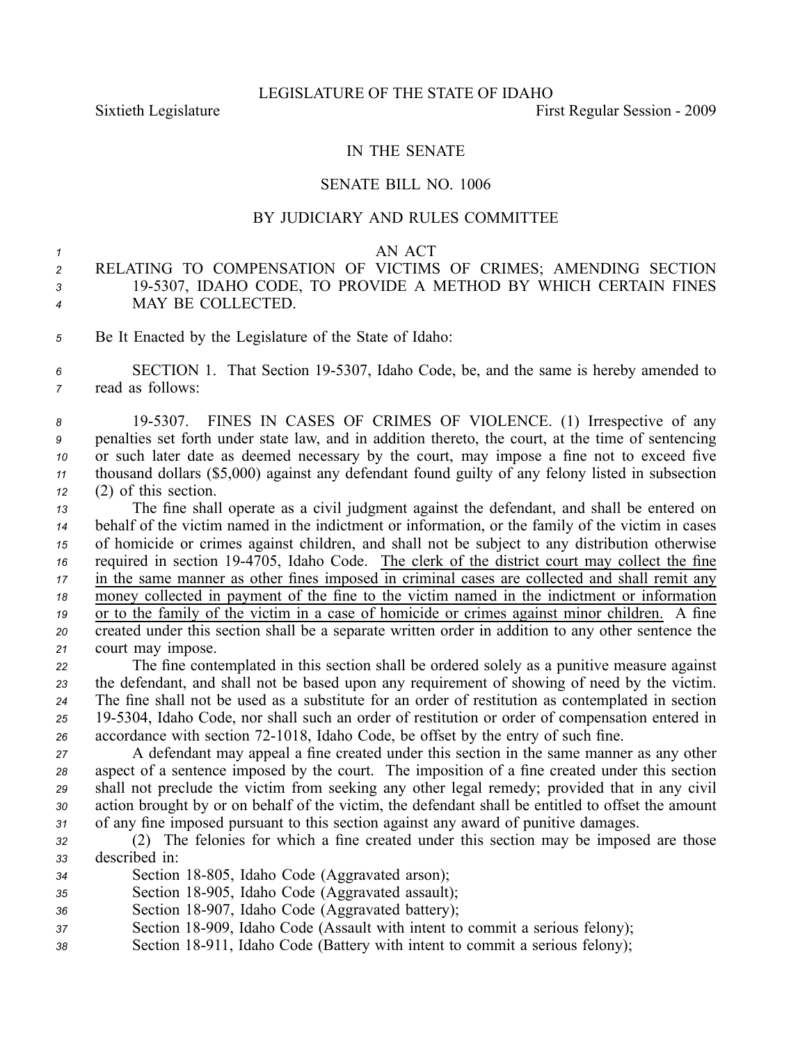LEGISLATURE OF THE STATE OF IDAHO

Sixtieth Legislature First Regular Session - 2009

IN THE SENATE

SENATE BILL NO. 1006

BY JUDICIARY AND RULES COMMITTEE

AN ACT

RELATING TO COMPENSATION OF VICTIMS OF CRIMES; AMENDING SECTION 19-5307, IDAHO CODE, TO PROVIDE A METHOD BY WHICH CERTAIN FINES MAY BE COLLECTED.

Be It Enacted by the Legislature of the State of Idaho:

SECTION 1. That Section 19-5307, Idaho Code, be, and the same is hereby amended to read as follows:

19-5307. FINES IN CASES OF CRIMES OF VIOLENCE. (1) Irrespective of any penalties set forth under state law, and in addition thereto, the court, at the time of sentencing or such later date as deemed necessary by the court, may impose a fine not to exceed five thousand dollars ($5,000) against any defendant found guilty of any felony listed in subsection (2) of this section.

The fine shall operate as a civil judgment against the defendant, and shall be entered on behalf of the victim named in the indictment or information, or the family of the victim in cases of homicide or crimes against children, and shall not be subject to any distribution otherwise required in section 19-4705, Idaho Code. <u>The clerk of the district court may collect the fine in the same manner as other fines imposed in criminal cases are collected and shall remit any money collected in payment of the fine to the victim named in the indictment or information or to the family of the victim in a case of homicide or crimes against minor children.</u> A fine created under this section shall be a separate written order in addition to any other sentence the court may impose.

The fine contemplated in this section shall be ordered solely as a punitive measure against the defendant, and shall not be based upon any requirement of showing of need by the victim. The fine shall not be used as a substitute for an order of restitution as contemplated in section 19-5304, Idaho Code, nor shall such an order of restitution or order of compensation entered in accordance with section 72-1018, Idaho Code, be offset by the entry of such fine.

A defendant may appeal a fine created under this section in the same manner as any other aspect of a sentence imposed by the court. The imposition of a fine created under this section shall not preclude the victim from seeking any other legal remedy; provided that in any civil action brought by or on behalf of the victim, the defendant shall be entitled to offset the amount of any fine imposed pursuant to this section against any award of punitive damages.

(2) The felonies for which a fine created under this section may be imposed are those described in:

Section 18-805, Idaho Code (Aggravated arson);

Section 18-905, Idaho Code (Aggravated assault);

Section 18-907, Idaho Code (Aggravated battery);

Section 18-909, Idaho Code (Assault with intent to commit a serious felony);

Section 18-911, Idaho Code (Battery with intent to commit a serious felony);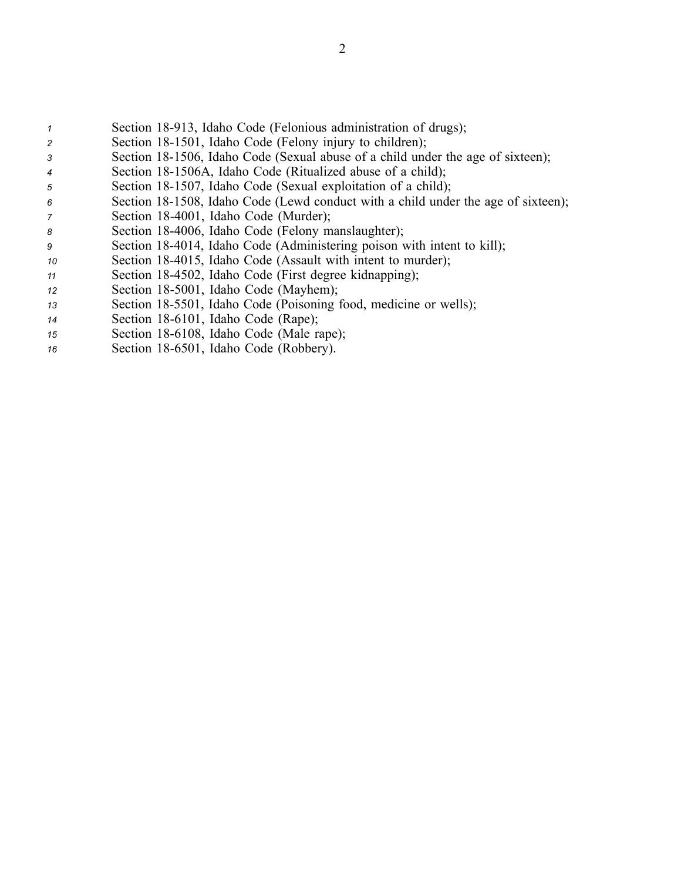Section 18-913, Idaho Code (Felonious administration of drugs);
Section 18-1501, Idaho Code (Felony injury to children);
Section 18-1506, Idaho Code (Sexual abuse of a child under the age of sixteen);
Section 18-1506A, Idaho Code (Ritualized abuse of a child);
Section 18-1507, Idaho Code (Sexual exploitation of a child);
Section 18-1508, Idaho Code (Lewd conduct with a child under the age of sixteen);
Section 18-4001, Idaho Code (Murder);
Section 18-4006, Idaho Code (Felony manslaughter);
Section 18-4014, Idaho Code (Administering poison with intent to kill);
Section 18-4015, Idaho Code (Assault with intent to murder);
Section 18-4502, Idaho Code (First degree kidnapping);
Section 18-5001, Idaho Code (Mayhem);
Section 18-5501, Idaho Code (Poisoning food, medicine or wells);
Section 18-6101, Idaho Code (Rape);
Section 18-6108, Idaho Code (Male rape);
Section 18-6501, Idaho Code (Robbery).